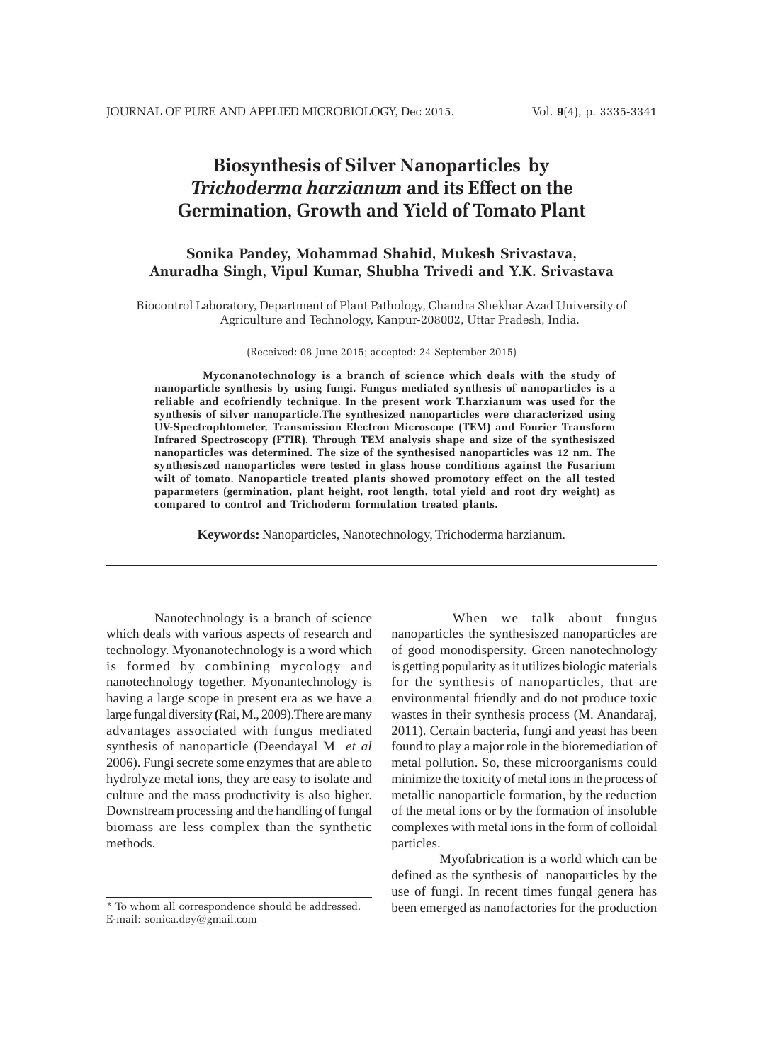# Biosynthesis of Silver Nanoparticles by *Trichoderma harzianum* and its Effect on the Germination, Growth and Yield of Tomato Plant

**Sonika Pandey, Mohammad Shahid, Mukesh Srivastava, Anuradha Singh, Vipul Kumar, Shubha Trivedi and Y.K. Srivastava**

Biocontrol Laboratory, Department of Plant Pathology, Chandra Shekhar Azad University of Agriculture and Technology, Kanpur-208002, Uttar Pradesh, India.

(Received: 08 June 2015; accepted: 24 September 2015)

**Myconanotechnology is a branch of science which deals with the study of nanoparticle synthesis by using fungi. Fungus mediated synthesis of nanoparticles is a reliable and ecofriendly technique. In the present work T.harzianum was used for the synthesis of silver nanoparticle.The synthesized nanoparticles were characterized using UV-Spectrophtometer, Transmission Electron Microscope (TEM) and Fourier Transform Infrared Spectroscopy (FTIR). Through TEM analysis shape and size of the synthesiszed nanoparticles was determined. The size of the synthesised nanoparticles was 12 nm. The synthesiszed nanoparticles were tested in glass house conditions against the Fusarium wilt of tomato. Nanoparticle treated plants showed promotory effect on the all tested paparmeters (germination, plant height, root length, total yield and root dry weight) as compared to control and Trichoderm formulation treated plants.**

**Keywords:** Nanoparticles, Nanotechnology, Trichoderma harzianum.

---

Nanotechnology is a branch of science which deals with various aspects of research and technology. Myonanotechnology is a word which is formed by combining mycology and nanotechnology together. Myonantechnology is having a large scope in present era as we have a large fungal diversity **(**Rai, M., 2009).There are many advantages associated with fungus mediated synthesis of nanoparticle (Deendayal M *et al* 2006). Fungi secrete some enzymes that are able to hydrolyze metal ions, they are easy to isolate and culture and the mass productivity is also higher. Downstream processing and the handling of fungal biomass are less complex than the synthetic methods.

When we talk about fungus nanoparticles the synthesiszed nanoparticles are of good monodispersity. Green nanotechnology is getting popularity as it utilizes biologic materials for the synthesis of nanoparticles, that are environmental friendly and do not produce toxic wastes in their synthesis process (M. Anandaraj, 2011). Certain bacteria, fungi and yeast has been found to play a major role in the bioremediation of metal pollution. So, these microorganisms could minimize the toxicity of metal ions in the process of metallic nanoparticle formation, by the reduction of the metal ions or by the formation of insoluble complexes with metal ions in the form of colloidal particles.

Myofabrication is a world which can be defined as the synthesis of nanoparticles by the use of fungi. In recent times fungal genera has been emerged as nanofactories for the production

\* To whom all correspondence should be addressed.
E-mail: sonica.dey@gmail.com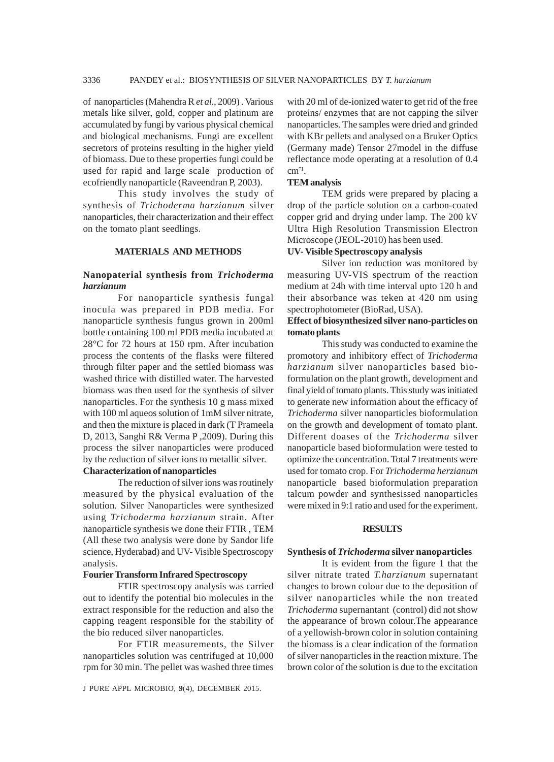of nanoparticles (Mahendra R *et al*., 2009) . Various metals like silver, gold, copper and platinum are accumulated by fungi by various physical chemical and biological mechanisms. Fungi are excellent secretors of proteins resulting in the higher yield of biomass. Due to these properties fungi could be used for rapid and large scale production of ecofriendly nanoparticle (Raveendran P, 2003).

This study involves the study of synthesis of *Trichoderma harzianum* silver nanoparticles, their characterization and their effect on the tomato plant seedlings.

## MATERIALS AND METHODS

### Nanopaterial synthesis from *Trichoderma harzianum*

For nanoparticle synthesis fungal inocula was prepared in PDB media. For nanoparticle synthesis fungus grown in 200ml bottle containing 100 ml PDB media incubated at 28°C for 72 hours at 150 rpm. After incubation process the contents of the flasks were filtered through filter paper and the settled biomass was washed thrice with distilled water. The harvested biomass was then used for the synthesis of silver nanoparticles. For the synthesis 10 g mass mixed with 100 ml aqueos solution of 1mM silver nitrate, and then the mixture is placed in dark (T Prameela D, 2013, Sanghi R& Verma P ,2009). During this process the silver nanoparticles were produced by the reduction of silver ions to metallic silver.

### Characterization of nanoparticles

The reduction of silver ions was routinely measured by the physical evaluation of the solution. Silver Nanoparticles were synthesized using *Trichoderma harzianum* strain. After nanoparticle synthesis we done their FTIR , TEM (All these two analysis were done by Sandor life science, Hyderabad) and UV- Visible Spectroscopy analysis.

### Fourier Transform Infrared Spectroscopy

FTIR spectroscopy analysis was carried out to identify the potential bio molecules in the extract responsible for the reduction and also the capping reagent responsible for the stability of the bio reduced silver nanoparticles.

For FTIR measurements, the Silver nanoparticles solution was centrifuged at 10,000 rpm for 30 min. The pellet was washed three times with 20 ml of de-ionized water to get rid of the free proteins/ enzymes that are not capping the silver nanoparticles. The samples were dried and grinded with KBr pellets and analysed on a Bruker Optics (Germany made) Tensor 27model in the diffuse reflectance mode operating at a resolution of 0.4 $cm^{-1}$.

### TEM analysis

TEM grids were prepared by placing a drop of the particle solution on a carbon-coated copper grid and drying under lamp. The 200 kV Ultra High Resolution Transmission Electron Microscope (JEOL-2010) has been used.

### UV- Visible Spectroscopy analysis

Silver ion reduction was monitored by measuring UV-VIS spectrum of the reaction medium at 24h with time interval upto 120 h and their absorbance was teken at 420 nm using spectrophotometer (BioRad, USA).

### Effect of biosynthesized silver nano-particles on tomato plants

This study was conducted to examine the promotory and inhibitory effect of *Trichoderma harzianum* silver nanoparticles based bio-formulation on the plant growth, development and final yield of tomato plants. This study was initiated to generate new information about the efficacy of *Trichoderma* silver nanoparticles bioformulation on the growth and development of tomato plant. Different doases of the *Trichoderma* silver nanoparticle based bioformulation were tested to optimize the concentration. Total 7 treatments were used for tomato crop. For *Trichoderma herzianum* nanoparticle based bioformulation preparation talcum powder and synthesissed nanoparticles were mixed in 9:1 ratio and used for the experiment.

## RESULTS

### Synthesis of *Trichoderma* silver nanoparticles

It is evident from the figure 1 that the silver nitrate trated *T.harzianum* supernatant changes to brown colour due to the deposition of silver nanoparticles while the non treated *Trichoderma* supernantant (control) did not show the appearance of brown colour.The appearance of a yellowish-brown color in solution containing the biomass is a clear indication of the formation of silver nanoparticles in the reaction mixture. The brown color of the solution is due to the excitation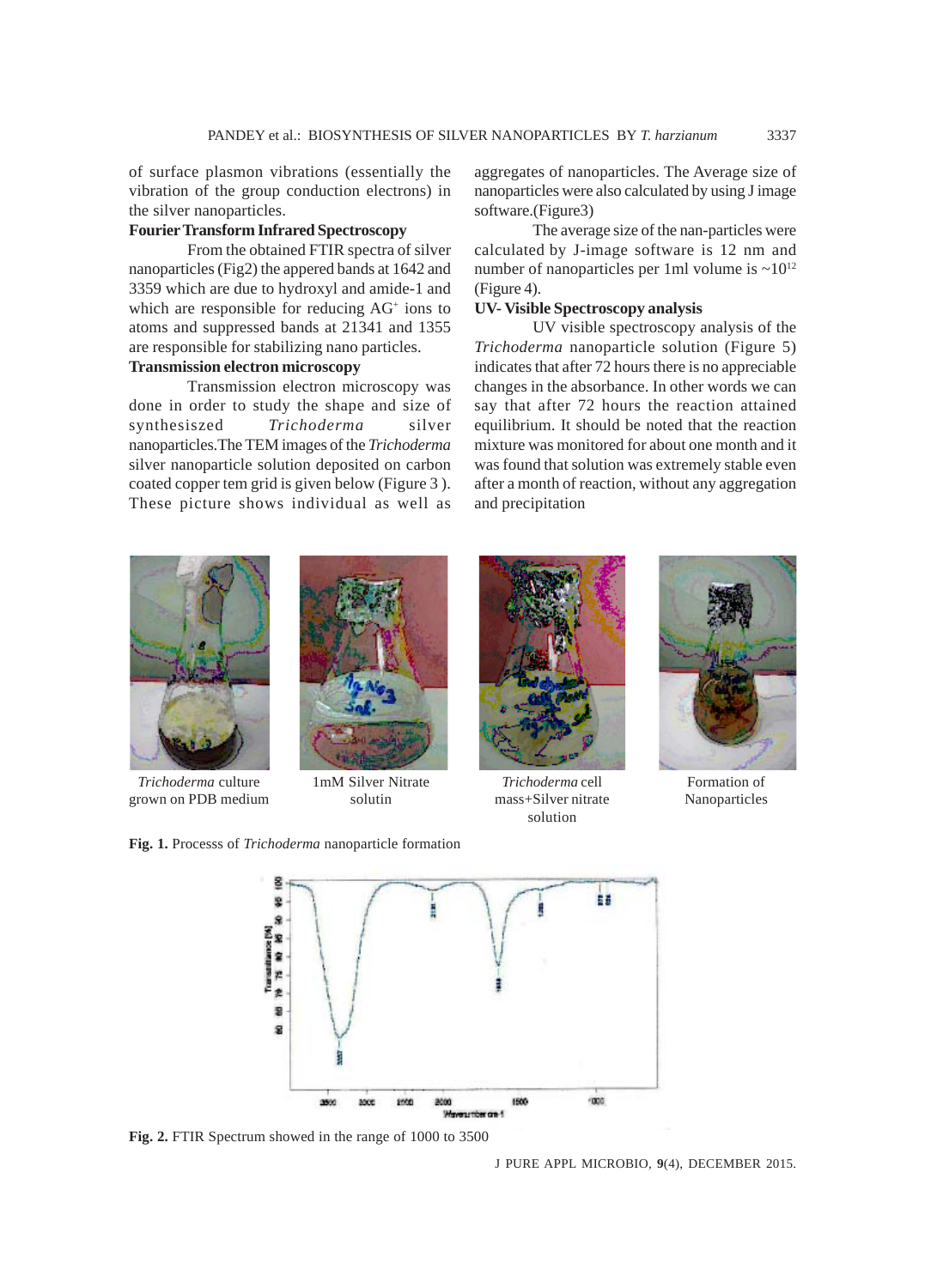of surface plasmon vibrations (essentially the vibration of the group conduction electrons) in the silver nanoparticles.

### Fourier Transform Infrared Spectroscopy

From the obtained FTIR spectra of silver nanoparticles (Fig2) the appered bands at 1642 and 3359 which are due to hydroxyl and amide-1 and which are responsible for reducing $AG^{+}$ ions to atoms and suppressed bands at 21341 and 1355 are responsible for stabilizing nano particles.

### Transmission electron microscopy

Transmission electron microscopy was done in order to study the shape and size of synthesiszed *Trichoderma* silver nanoparticles.The TEM images of the *Trichoderma* silver nanoparticle solution deposited on carbon coated copper tem grid is given below (Figure 3 ). These picture shows individual as well as aggregates of nanoparticles. The Average size of nanoparticles were also calculated by using J image software.(Figure3)

The average size of the nan-particles were calculated by J-image software is 12 nm and number of nanoparticles per 1ml volume is ~$10^{12}$ (Figure 4).

### UV- Visible Spectroscopy analysis

UV visible spectroscopy analysis of the *Trichoderma* nanoparticle solution (Figure 5) indicates that after 72 hours there is no appreciable changes in the absorbance. In other words we can say that after 72 hours the reaction attained equilibrium. It should be noted that the reaction mixture was monitored for about one month and it was found that solution was extremely stable even after a month of reaction, without any aggregation and precipitation

*Trichoderma* culture grown on PDB medium

1mM Silver Nitrate solutin

*Trichoderma* cell mass+Silver nitrate solution

Formation of Nanoparticles

**Fig. 1.** Processs of *Trichoderma* nanoparticle formation

**Fig. 2.** FTIR Spectrum showed in the range of 1000 to 3500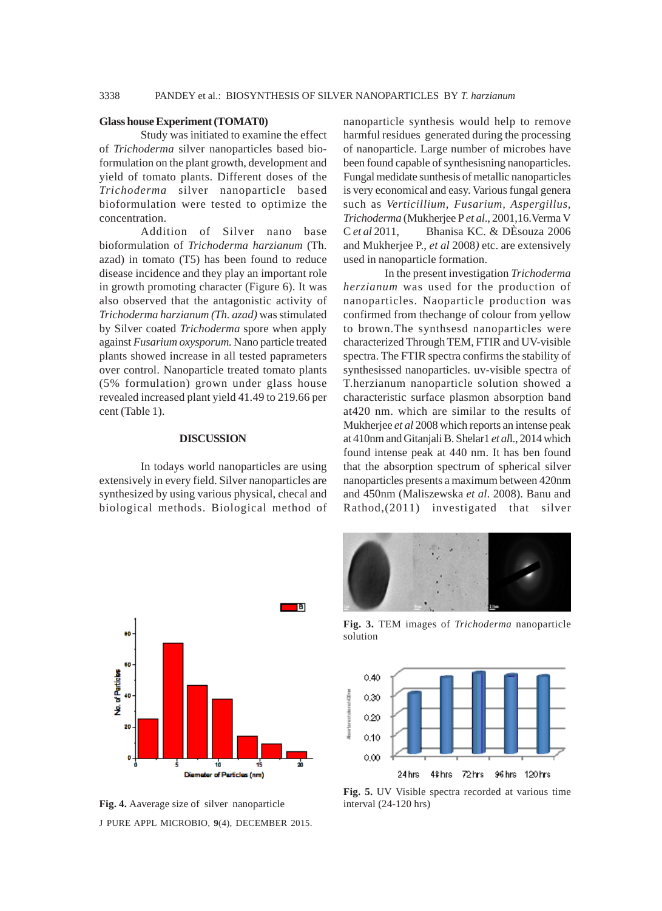**Glass house Experiment (TOMAT0)**

Study was initiated to examine the effect of *Trichoderma* silver nanoparticles based bio-formulation on the plant growth, development and yield of tomato plants. Different doses of the *Trichoderma* silver nanoparticle based bioformulation were tested to optimize the concentration.

Addition of Silver nano base bioformulation of *Trichoderma harzianum* (Th. azad) in tomato (T5) has been found to reduce disease incidence and they play an important role in growth promoting character (Figure 6). It was also observed that the antagonistic activity of *Trichoderma harzianum (Th. azad)* was stimulated by Silver coated *Trichoderma* spore when apply against *Fusarium oxysporum.* Nano particle treated plants showed increase in all tested paprameters over control. Nanoparticle treated tomato plants (5% formulation) grown under glass house revealed increased plant yield 41.49 to 219.66 per cent (Table 1).

## DISCUSSION

In todays world nanoparticles are using extensively in every field. Silver nanoparticles are synthesized by using various physical, checal and biological methods. Biological method of nanoparticle synthesis would help to remove harmful residues generated during the processing of nanoparticle. Large number of microbes have been found capable of synthesisning nanoparticles. Fungal medidate sunthesis of metallic nanoparticles is very economical and easy. Various fungal genera such as *Verticillium, Fusarium, Aspergillus, Trichoderma* (Mukherjee P *et al*., 2001,16.Verma V C *et al* 2011, Bhanisa KC. & DÈsouza 2006 and Mukherjee P., *et al* 2008*)* etc. are extensively used in nanoparticle formation.

In the present investigation *Trichoderma herzianum* was used for the production of nanoparticles. Naoparticle production was confirmed from thechange of colour from yellow to brown.The synthsesd nanoparticles were characterized Through TEM, FTIR and UV-visible spectra. The FTIR spectra confirms the stability of synthesissed nanoparticles. uv-visible spectra of T.herzianum nanoparticle solution showed a characteristic surface plasmon absorption band at420 nm. which are similar to the results of Mukherjee *et al* 2008 which reports an intense peak at 410nm and Gitanjali B. Shelar1 *et al*l., 2014 which found intense peak at 440 nm. It has ben found that the absorption spectrum of spherical silver nanoparticles presents a maximum between 420nm and 450nm (Maliszewska *et al.* 2008). Banu and Rathod,(2011) investigated that silver

**Fig. 3.** TEM images of *Trichoderma* nanoparticle solution

**Fig. 4.** Aaverage size of silver nanoparticle

**Fig. 5.** UV Visible spectra recorded at various time interval (24-120 hrs)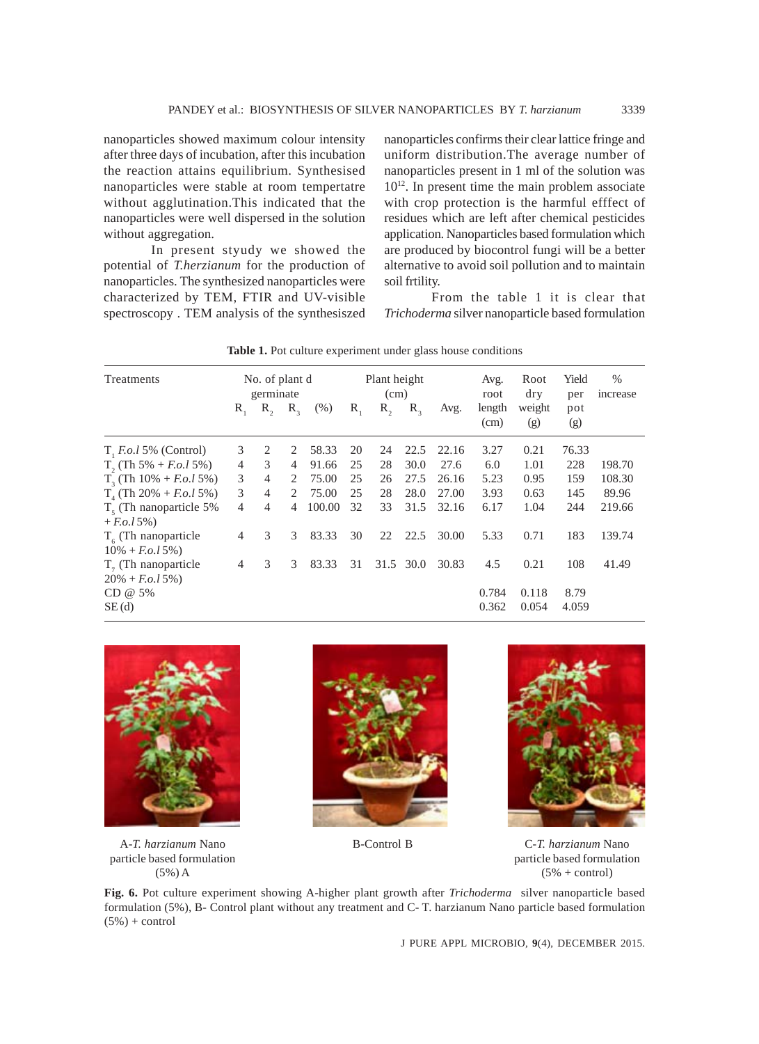nanoparticles showed maximum colour intensity after three days of incubation, after this incubation the reaction attains equilibrium. Synthesised nanoparticles were stable at room tempertatre without agglutination.This indicated that the nanoparticles were well dispersed in the solution without aggregation.

In present styudy we showed the potential of *T.herzianum* for the production of nanoparticles. The synthesized nanoparticles were characterized by TEM, FTIR and UV-visible spectroscopy . TEM analysis of the synthesiszed nanoparticles confirms their clear lattice fringe and uniform distribution.The average number of nanoparticles present in 1 ml of the solution was $10^{12}$. In present time the main problem associate with crop protection is the harmful efffect of residues which are left after chemical pesticides application. Nanoparticles based formulation which are produced by biocontrol fungi will be a better alternative to avoid soil pollution and to maintain soil frtility.

From the table 1 it is clear that *Trichoderma* silver nanoparticle based formulation

**Table 1.** Pot culture experiment under glass house conditions

| Treatments | No. of plant d germinate | | | | Plant height (cm) | | | | Avg. root length (cm) | Root dry weight (g) | Yield per pot (g) | % increase |
|---|---|---|---|---|---|---|---|---|---|---|---|---|
| | $R_1$ | $R_2$ | $R_3$ | (%) | $R_1$ | $R_2$ | $R_3$ | Avg. | | | | |
| $T_1$ *F.o.l* 5% (Control) | 3 | 2 | 2 | 58.33 | 20 | 24 | 22.5 | 22.16 | 3.27 | 0.21 | 76.33 | |
| $T_2$ (Th 5% + *F.o.l* 5%) | 4 | 3 | 4 | 91.66 | 25 | 28 | 30.0 | 27.6 | 6.0 | 1.01 | 228 | 198.70 |
| $T_3$ (Th 10% + *F.o.l* 5%) | 3 | 4 | 2 | 75.00 | 25 | 26 | 27.5 | 26.16 | 5.23 | 0.95 | 159 | 108.30 |
| $T_4$ (Th 20% + *F.o.l* 5%) | 3 | 4 | 2 | 75.00 | 25 | 28 | 28.0 | 27.00 | 3.93 | 0.63 | 145 | 89.96 |
| $T_5$ (Th nanoparticle 5% + *F.o.l* 5%) | 4 | 4 | 4 | 100.00 | 32 | 33 | 31.5 | 32.16 | 6.17 | 1.04 | 244 | 219.66 |
| $T_6$ (Th nanoparticle 10% + *F.o.l* 5%) | 4 | 3 | 3 | 83.33 | 30 | 22 | 22.5 | 30.00 | 5.33 | 0.71 | 183 | 139.74 |
| $T_7$ (Th nanoparticle 20% + *F.o.l* 5%) | 4 | 3 | 3 | 83.33 | 31 | 31.5 | 30.0 | 30.83 | 4.5 | 0.21 | 108 | 41.49 |
| CD @ 5% | | | | | | | | | 0.784 | 0.118 | 8.79 | |
| SE (d) | | | | | | | | | 0.362 | 0.054 | 4.059 | |

A-*T. harzianum* Nano particle based formulation (5%) A

B-Control B

C-*T. harzianum* Nano particle based formulation (5% + control)

**Fig. 6.** Pot culture experiment showing A-higher plant growth after *Trichoderma* silver nanoparticle based formulation (5%), B- Control plant without any treatment and C- T. harzianum Nano particle based formulation (5%) + control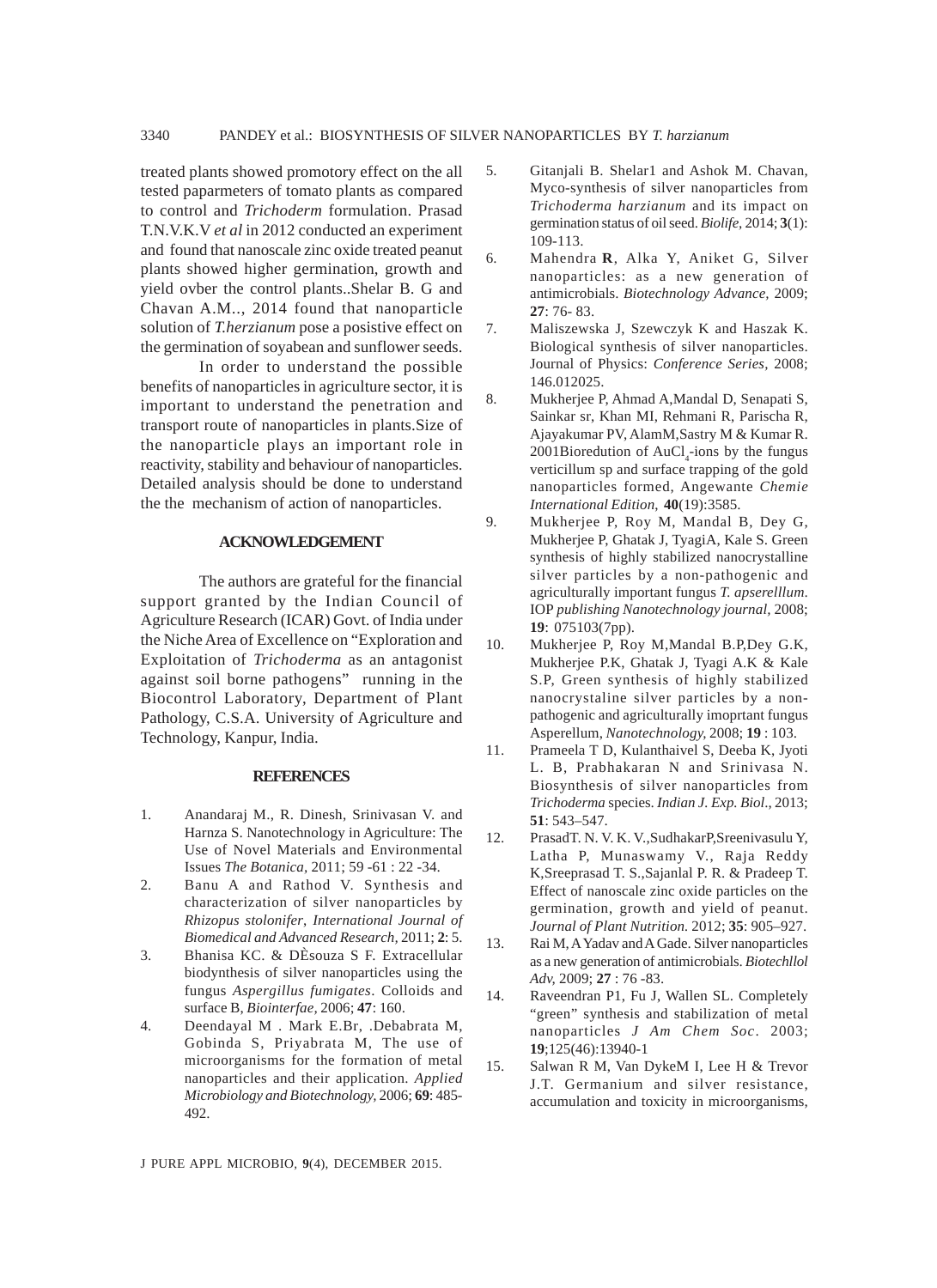treated plants showed promotory effect on the all tested paparmeters of tomato plants as compared to control and *Trichoderm* formulation. Prasad T.N.V.K.V *et al* in 2012 conducted an experiment and found that nanoscale zinc oxide treated peanut plants showed higher germination, growth and yield ovber the control plants..Shelar B. G and Chavan A.M.., 2014 found that nanoparticle solution of *T.herzianum* pose a posistive effect on the germination of soyabean and sunflower seeds.

In order to understand the possible benefits of nanoparticles in agriculture sector, it is important to understand the penetration and transport route of nanoparticles in plants.Size of the nanoparticle plays an important role in reactivity, stability and behaviour of nanoparticles. Detailed analysis should be done to understand the the mechanism of action of nanoparticles.

## ACKNOWLEDGEMENT

The authors are grateful for the financial support granted by the Indian Council of Agriculture Research (ICAR) Govt. of India under the Niche Area of Excellence on "Exploration and Exploitation of *Trichoderma* as an antagonist against soil borne pathogens" running in the Biocontrol Laboratory, Department of Plant Pathology, C.S.A. University of Agriculture and Technology, Kanpur, India.

## REFERENCES

1. Anandaraj M., R. Dinesh, Srinivasan V. and Harnza S. Nanotechnology in Agriculture: The Use of Novel Materials and Environmental Issues *The Botanica*, 2011; 59 -61 : 22 -34.
2. Banu A and Rathod V. Synthesis and characterization of silver nanoparticles by *Rhizopus stolonifer*, *International Journal of Biomedical and Advanced Research*, 2011; **2**: 5.
3. Bhanisa KC. & DÈsouza S F. Extracellular biodynthesis of silver nanoparticles using the fungus *Aspergillus fumigates*. Colloids and surface B, *Biointerfae*, 2006; **47**: 160.
4. Deendayal M . Mark E.Br, .Debabrata M, Gobinda S, Priyabrata M, The use of microorganisms for the formation of metal nanoparticles and their application. *Applied Microbiology and Biotechnology*, 2006; **69**: 485-492.
5. Gitanjali B. Shelar1 and Ashok M. Chavan, Myco-synthesis of silver nanoparticles from *Trichoderma harzianum* and its impact on germination status of oil seed. *Biolife*, 2014; **3**(1): 109-113.
6. Mahendra **R**, Alka Y, Aniket G, Silver nanoparticles: as a new generation of antimicrobials. *Biotechnology Advance*, 2009; **27**: 76- 83.
7. Maliszewska J, Szewczyk K and Haszak K. Biological synthesis of silver nanoparticles. Journal of Physics: *Conference Series*, 2008; 146.012025.
8. Mukherjee P, Ahmad A,Mandal D, Senapati S, Sainkar sr, Khan MI, Rehmani R, Parischa R, Ajayakumar PV, AlamM,Sastry M & Kumar R. 2001Bioredution of $AuCl_4$-ions by the fungus verticillum sp and surface trapping of the gold nanoparticles formed, Angewante *Chemie International Edition*, **40**(19):3585.
9. Mukherjee P, Roy M, Mandal B, Dey G, Mukherjee P, Ghatak J, TyagiA, Kale S. Green synthesis of highly stabilized nanocrystalline silver particles by a non-pathogenic and agriculturally important fungus *T. apserelllum*. IOP *publishing Nanotechnology journal*, 2008; **19**: 075103(7pp).
10. Mukherjee P, Roy M,Mandal B.P,Dey G.K, Mukherjee P.K, Ghatak J, Tyagi A.K & Kale S.P, Green synthesis of highly stabilized nanocrystaline silver particles by a non-pathogenic and agriculturally imoprtant fungus Asperellum, *Nanotechnology*, 2008; **19** : 103.
11. Prameela T D, Kulanthaivel S, Deeba K, Jyoti L. B, Prabhakaran N and Srinivasa N. Biosynthesis of silver nanoparticles from *Trichoderma* species. *Indian J. Exp. Biol*., 2013; **51**: 543–547.
12. PrasadT. N. V. K. V.,SudhakarP,Sreenivasulu Y, Latha P, Munaswamy V., Raja Reddy K,Sreeprasad T. S.,Sajanlal P. R. & Pradeep T. Effect of nanoscale zinc oxide particles on the germination, growth and yield of peanut. *Journal of Plant Nutrition*. 2012; **35**: 905–927.
13. Rai M, A Yadav and A Gade. Silver nanoparticles as a new generation of antimicrobials. *Biotechllol Adv*, 2009; **27** : 76 -83.
14. Raveendran P1, Fu J, Wallen SL. Completely "green" synthesis and stabilization of metal nanoparticles *J Am Chem Soc*. 2003; **19**;125(46):13940-1
15. Salwan R M, Van DykeM I, Lee H & Trevor J.T. Germanium and silver resistance, accumulation and toxicity in microorganisms,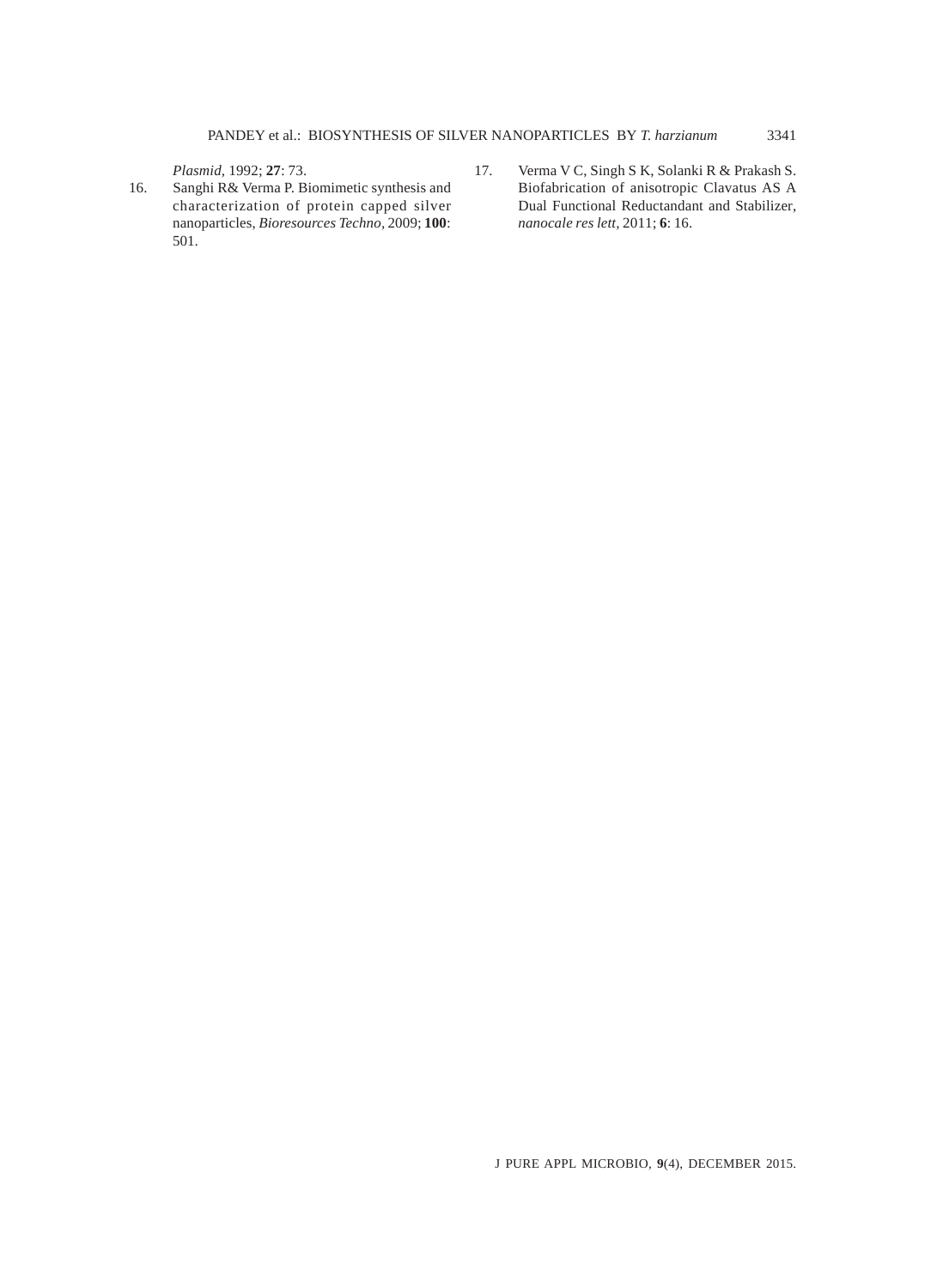*Plasmid*, 1992; **27**: 73.

16. Sanghi R& Verma P. Biomimetic synthesis and characterization of protein capped silver nanoparticles, *Bioresources Techno*, 2009; **100**: 501.

17. Verma V C, Singh S K, Solanki R & Prakash S. Biofabrication of anisotropic Clavatus AS A Dual Functional Reductandant and Stabilizer, *nanocale res lett*, 2011; **6**: 16.